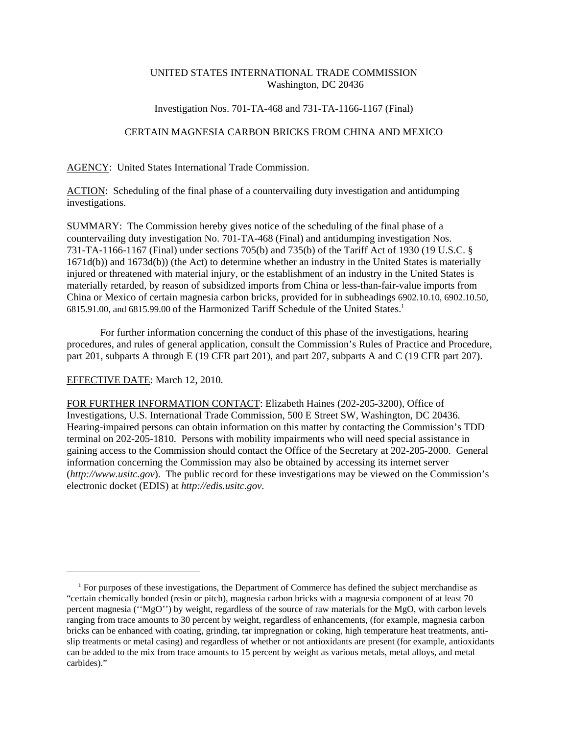UNITED STATES INTERNATIONAL TRADE COMMISSION
Washington, DC 20436

Investigation Nos. 701-TA-468 and 731-TA-1166-1167 (Final)

CERTAIN MAGNESIA CARBON BRICKS FROM CHINA AND MEXICO

AGENCY: United States International Trade Commission.

ACTION: Scheduling of the final phase of a countervailing duty investigation and antidumping investigations.

SUMMARY: The Commission hereby gives notice of the scheduling of the final phase of a countervailing duty investigation No. 701-TA-468 (Final) and antidumping investigation Nos. 731-TA-1166-1167 (Final) under sections 705(b) and 735(b) of the Tariff Act of 1930 (19 U.S.C. § 1671d(b)) and 1673d(b)) (the Act) to determine whether an industry in the United States is materially injured or threatened with material injury, or the establishment of an industry in the United States is materially retarded, by reason of subsidized imports from China or less-than-fair-value imports from China or Mexico of certain magnesia carbon bricks, provided for in subheadings 6902.10.10, 6902.10.50, 6815.91.00, and 6815.99.00 of the Harmonized Tariff Schedule of the United States.[1]

For further information concerning the conduct of this phase of the investigations, hearing procedures, and rules of general application, consult the Commission's Rules of Practice and Procedure, part 201, subparts A through E (19 CFR part 201), and part 207, subparts A and C (19 CFR part 207).

EFFECTIVE DATE: March 12, 2010.

FOR FURTHER INFORMATION CONTACT: Elizabeth Haines (202-205-3200), Office of Investigations, U.S. International Trade Commission, 500 E Street SW, Washington, DC 20436. Hearing-impaired persons can obtain information on this matter by contacting the Commission's TDD terminal on 202-205-1810. Persons with mobility impairments who will need special assistance in gaining access to the Commission should contact the Office of the Secretary at 202-205-2000. General information concerning the Commission may also be obtained by accessing its internet server (*http://www.usitc.gov*). The public record for these investigations may be viewed on the Commission's electronic docket (EDIS) at *http://edis.usitc.gov*.

---

[1] For purposes of these investigations, the Department of Commerce has defined the subject merchandise as "certain chemically bonded (resin or pitch), magnesia carbon bricks with a magnesia component of at least 70 percent magnesia (''MgO'') by weight, regardless of the source of raw materials for the MgO, with carbon levels ranging from trace amounts to 30 percent by weight, regardless of enhancements, (for example, magnesia carbon bricks can be enhanced with coating, grinding, tar impregnation or coking, high temperature heat treatments, anti-slip treatments or metal casing) and regardless of whether or not antioxidants are present (for example, antioxidants can be added to the mix from trace amounts to 15 percent by weight as various metals, metal alloys, and metal carbides)."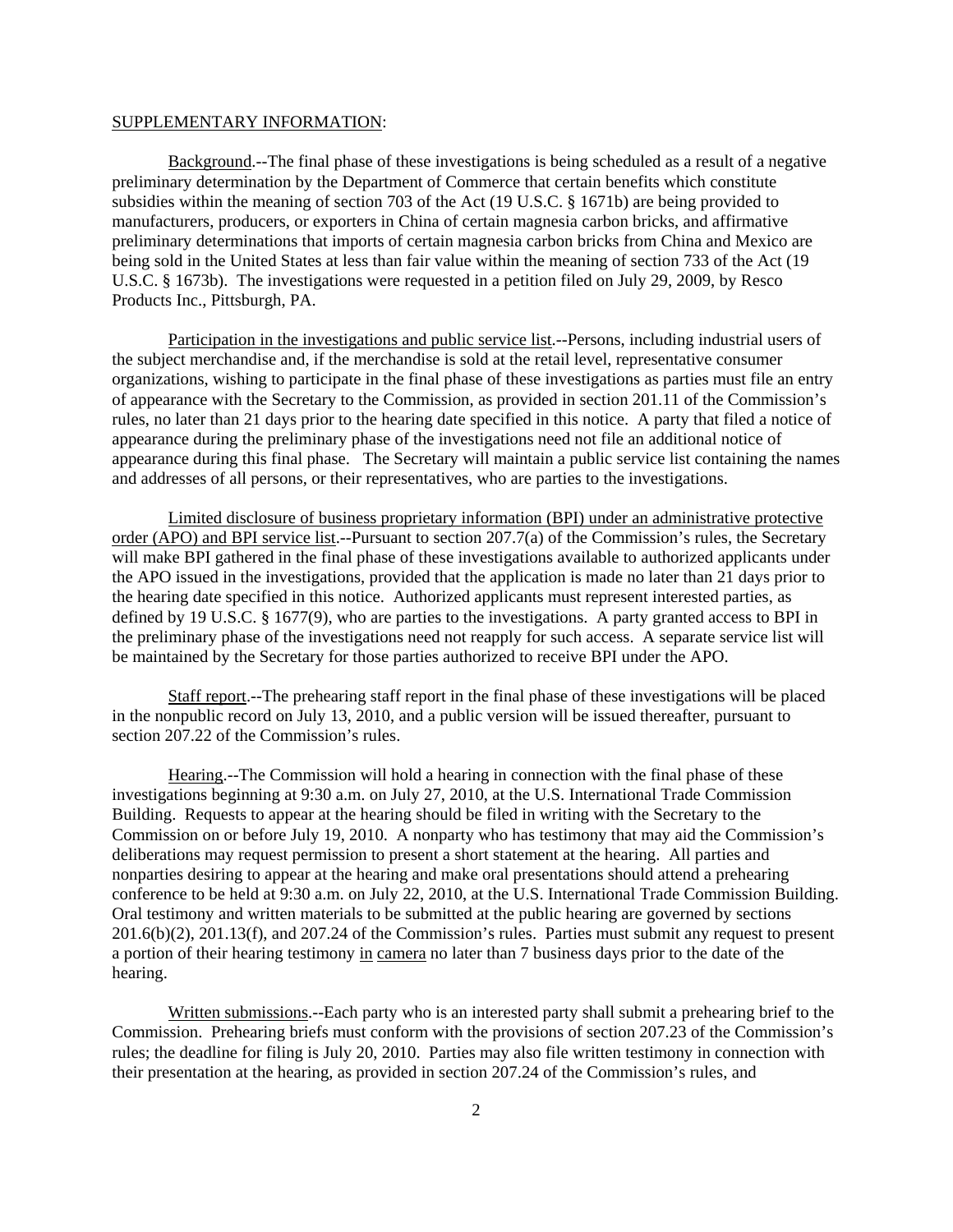SUPPLEMENTARY INFORMATION:

Background.--The final phase of these investigations is being scheduled as a result of a negative preliminary determination by the Department of Commerce that certain benefits which constitute subsidies within the meaning of section 703 of the Act (19 U.S.C. § 1671b) are being provided to manufacturers, producers, or exporters in China of certain magnesia carbon bricks, and affirmative preliminary determinations that imports of certain magnesia carbon bricks from China and Mexico are being sold in the United States at less than fair value within the meaning of section 733 of the Act (19 U.S.C. § 1673b). The investigations were requested in a petition filed on July 29, 2009, by Resco Products Inc., Pittsburgh, PA.

Participation in the investigations and public service list.--Persons, including industrial users of the subject merchandise and, if the merchandise is sold at the retail level, representative consumer organizations, wishing to participate in the final phase of these investigations as parties must file an entry of appearance with the Secretary to the Commission, as provided in section 201.11 of the Commission's rules, no later than 21 days prior to the hearing date specified in this notice. A party that filed a notice of appearance during the preliminary phase of the investigations need not file an additional notice of appearance during this final phase. The Secretary will maintain a public service list containing the names and addresses of all persons, or their representatives, who are parties to the investigations.

Limited disclosure of business proprietary information (BPI) under an administrative protective order (APO) and BPI service list.--Pursuant to section 207.7(a) of the Commission's rules, the Secretary will make BPI gathered in the final phase of these investigations available to authorized applicants under the APO issued in the investigations, provided that the application is made no later than 21 days prior to the hearing date specified in this notice. Authorized applicants must represent interested parties, as defined by 19 U.S.C. § 1677(9), who are parties to the investigations. A party granted access to BPI in the preliminary phase of the investigations need not reapply for such access. A separate service list will be maintained by the Secretary for those parties authorized to receive BPI under the APO.

Staff report.--The prehearing staff report in the final phase of these investigations will be placed in the nonpublic record on July 13, 2010, and a public version will be issued thereafter, pursuant to section 207.22 of the Commission's rules.

Hearing.--The Commission will hold a hearing in connection with the final phase of these investigations beginning at 9:30 a.m. on July 27, 2010, at the U.S. International Trade Commission Building. Requests to appear at the hearing should be filed in writing with the Secretary to the Commission on or before July 19, 2010. A nonparty who has testimony that may aid the Commission's deliberations may request permission to present a short statement at the hearing. All parties and nonparties desiring to appear at the hearing and make oral presentations should attend a prehearing conference to be held at 9:30 a.m. on July 22, 2010, at the U.S. International Trade Commission Building. Oral testimony and written materials to be submitted at the public hearing are governed by sections 201.6(b)(2), 201.13(f), and 207.24 of the Commission's rules. Parties must submit any request to present a portion of their hearing testimony in camera no later than 7 business days prior to the date of the hearing.

Written submissions.--Each party who is an interested party shall submit a prehearing brief to the Commission. Prehearing briefs must conform with the provisions of section 207.23 of the Commission's rules; the deadline for filing is July 20, 2010. Parties may also file written testimony in connection with their presentation at the hearing, as provided in section 207.24 of the Commission's rules, and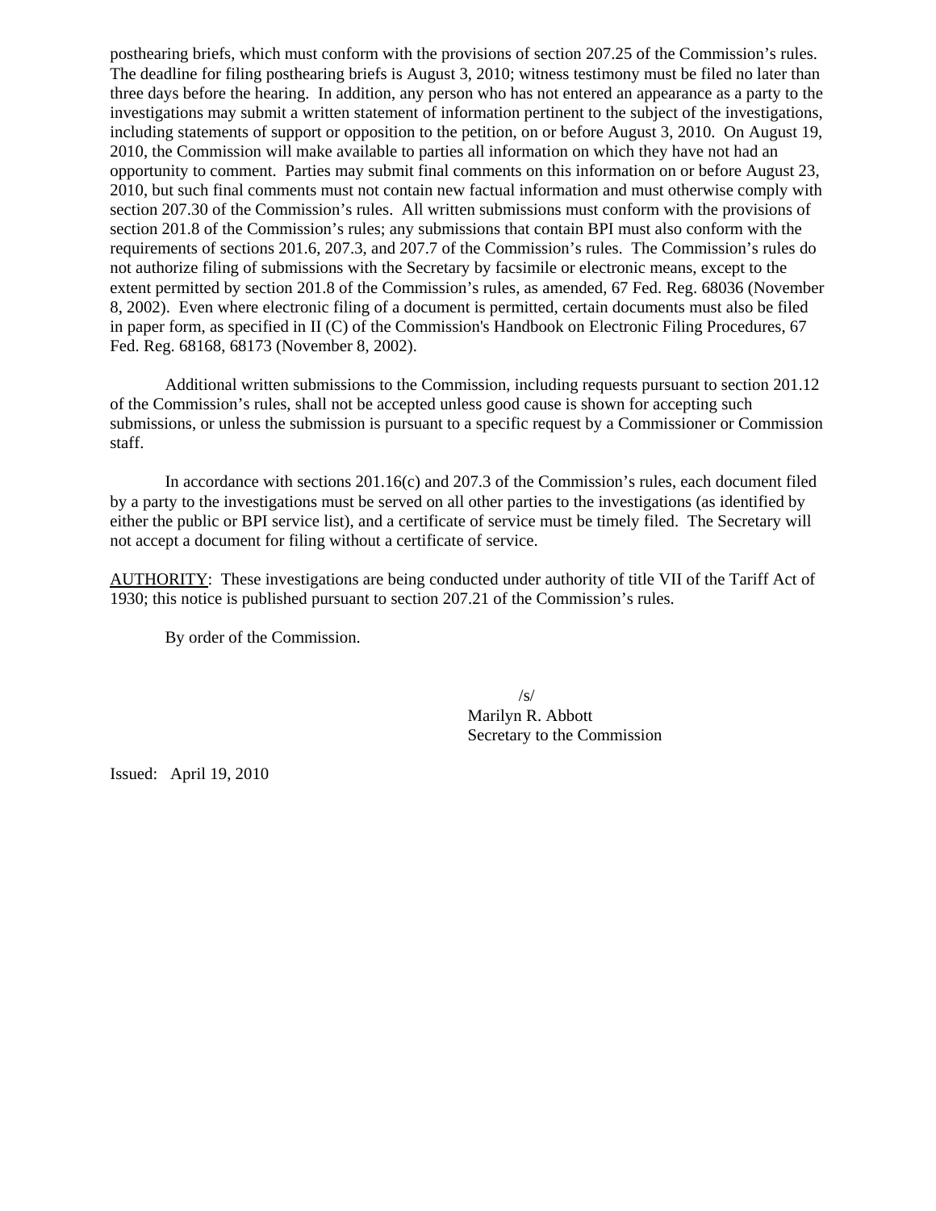posthearing briefs, which must conform with the provisions of section 207.25 of the Commission's rules. The deadline for filing posthearing briefs is August 3, 2010; witness testimony must be filed no later than three days before the hearing. In addition, any person who has not entered an appearance as a party to the investigations may submit a written statement of information pertinent to the subject of the investigations, including statements of support or opposition to the petition, on or before August 3, 2010. On August 19, 2010, the Commission will make available to parties all information on which they have not had an opportunity to comment. Parties may submit final comments on this information on or before August 23, 2010, but such final comments must not contain new factual information and must otherwise comply with section 207.30 of the Commission's rules. All written submissions must conform with the provisions of section 201.8 of the Commission's rules; any submissions that contain BPI must also conform with the requirements of sections 201.6, 207.3, and 207.7 of the Commission's rules. The Commission's rules do not authorize filing of submissions with the Secretary by facsimile or electronic means, except to the extent permitted by section 201.8 of the Commission's rules, as amended, 67 Fed. Reg. 68036 (November 8, 2002). Even where electronic filing of a document is permitted, certain documents must also be filed in paper form, as specified in II (C) of the Commission's Handbook on Electronic Filing Procedures, 67 Fed. Reg. 68168, 68173 (November 8, 2002).

Additional written submissions to the Commission, including requests pursuant to section 201.12 of the Commission's rules, shall not be accepted unless good cause is shown for accepting such submissions, or unless the submission is pursuant to a specific request by a Commissioner or Commission staff.

In accordance with sections 201.16(c) and 207.3 of the Commission's rules, each document filed by a party to the investigations must be served on all other parties to the investigations (as identified by either the public or BPI service list), and a certificate of service must be timely filed. The Secretary will not accept a document for filing without a certificate of service.

AUTHORITY: These investigations are being conducted under authority of title VII of the Tariff Act of 1930; this notice is published pursuant to section 207.21 of the Commission's rules.

By order of the Commission.

/s/
Marilyn R. Abbott
Secretary to the Commission

Issued: April 19, 2010